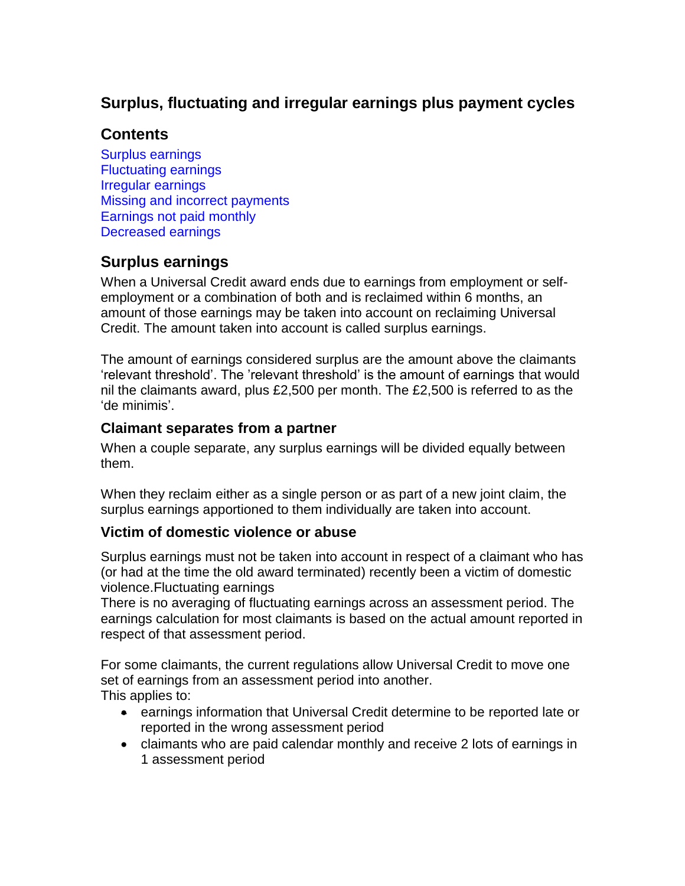# Surplus, fluctuating and irregular earnings plus payment cycles

## Contents

Surplus earnings
Fluctuating earnings
Irregular earnings
Missing and incorrect payments
Earnings not paid monthly
Decreased earnings

## Surplus earnings

When a Universal Credit award ends due to earnings from employment or self-employment or a combination of both and is reclaimed within 6 months, an amount of those earnings may be taken into account on reclaiming Universal Credit. The amount taken into account is called surplus earnings.

The amount of earnings considered surplus are the amount above the claimants 'relevant threshold'. The 'relevant threshold' is the amount of earnings that would nil the claimants award, plus £2,500 per month. The £2,500 is referred to as the 'de minimis'.

### Claimant separates from a partner

When a couple separate, any surplus earnings will be divided equally between them.

When they reclaim either as a single person or as part of a new joint claim, the surplus earnings apportioned to them individually are taken into account.

### Victim of domestic violence or abuse

Surplus earnings must not be taken into account in respect of a claimant who has (or had at the time the old award terminated) recently been a victim of domestic violence.Fluctuating earnings

There is no averaging of fluctuating earnings across an assessment period. The earnings calculation for most claimants is based on the actual amount reported in respect of that assessment period.

For some claimants, the current regulations allow Universal Credit to move one set of earnings from an assessment period into another.
This applies to:

- earnings information that Universal Credit determine to be reported late or reported in the wrong assessment period
- claimants who are paid calendar monthly and receive 2 lots of earnings in 1 assessment period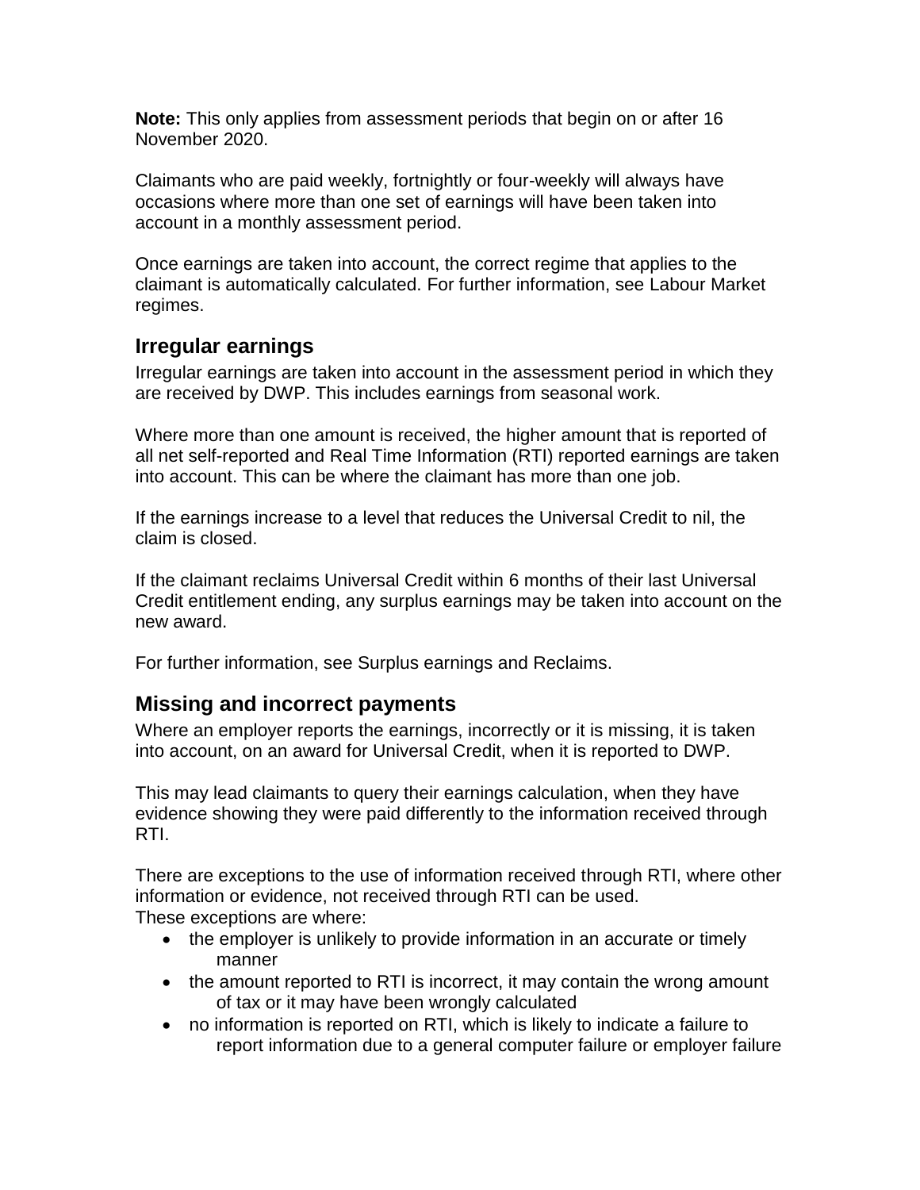**Note:** This only applies from assessment periods that begin on or after 16 November 2020.

Claimants who are paid weekly, fortnightly or four-weekly will always have occasions where more than one set of earnings will have been taken into account in a monthly assessment period.

Once earnings are taken into account, the correct regime that applies to the claimant is automatically calculated. For further information, see Labour Market regimes.

## Irregular earnings

Irregular earnings are taken into account in the assessment period in which they are received by DWP. This includes earnings from seasonal work.

Where more than one amount is received, the higher amount that is reported of all net self-reported and Real Time Information (RTI) reported earnings are taken into account. This can be where the claimant has more than one job.

If the earnings increase to a level that reduces the Universal Credit to nil, the claim is closed.

If the claimant reclaims Universal Credit within 6 months of their last Universal Credit entitlement ending, any surplus earnings may be taken into account on the new award.

For further information, see Surplus earnings and Reclaims.

## Missing and incorrect payments

Where an employer reports the earnings, incorrectly or it is missing, it is taken into account, on an award for Universal Credit, when it is reported to DWP.

This may lead claimants to query their earnings calculation, when they have evidence showing they were paid differently to the information received through RTI.

There are exceptions to the use of information received through RTI, where other information or evidence, not received through RTI can be used.
These exceptions are where:

- the employer is unlikely to provide information in an accurate or timely manner
- the amount reported to RTI is incorrect, it may contain the wrong amount of tax or it may have been wrongly calculated
- no information is reported on RTI, which is likely to indicate a failure to report information due to a general computer failure or employer failure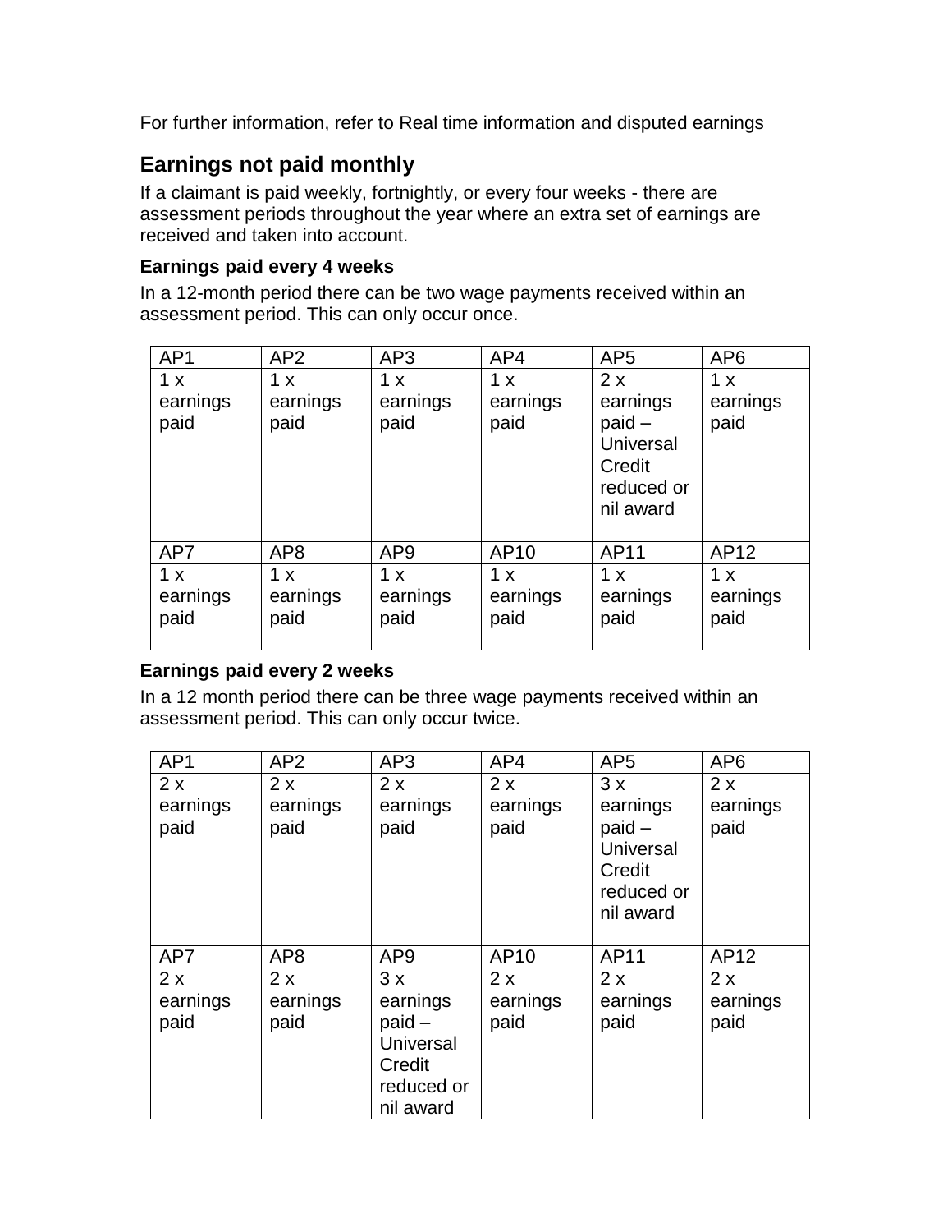For further information, refer to Real time information and disputed earnings

## Earnings not paid monthly

If a claimant is paid weekly, fortnightly, or every four weeks - there are assessment periods throughout the year where an extra set of earnings are received and taken into account.

### Earnings paid every 4 weeks

In a 12-month period there can be two wage payments received within an assessment period. This can only occur once.

| AP1 | AP2 | AP3 | AP4 | AP5 | AP6 |
|---|---|---|---|---|---|
| 1 x earnings paid | 1 x earnings paid | 1 x earnings paid | 1 x earnings paid | 2 x earnings paid – Universal Credit reduced or nil award | 1 x earnings paid |
| **AP7** | **AP8** | **AP9** | **AP10** | **AP11** | **AP12** |
| 1 x earnings paid | 1 x earnings paid | 1 x earnings paid | 1 x earnings paid | 1 x earnings paid | 1 x earnings paid |

### Earnings paid every 2 weeks

In a 12 month period there can be three wage payments received within an assessment period. This can only occur twice.

| AP1 | AP2 | AP3 | AP4 | AP5 | AP6 |
|---|---|---|---|---|---|
| 2 x earnings paid | 2 x earnings paid | 2 x earnings paid | 2 x earnings paid | 3 x earnings paid – Universal Credit reduced or nil award | 2 x earnings paid |
| **AP7** | **AP8** | **AP9** | **AP10** | **AP11** | **AP12** |
| 2 x earnings paid | 2 x earnings paid | 3 x earnings paid – Universal Credit reduced or nil award | 2 x earnings paid | 2 x earnings paid | 2 x earnings paid |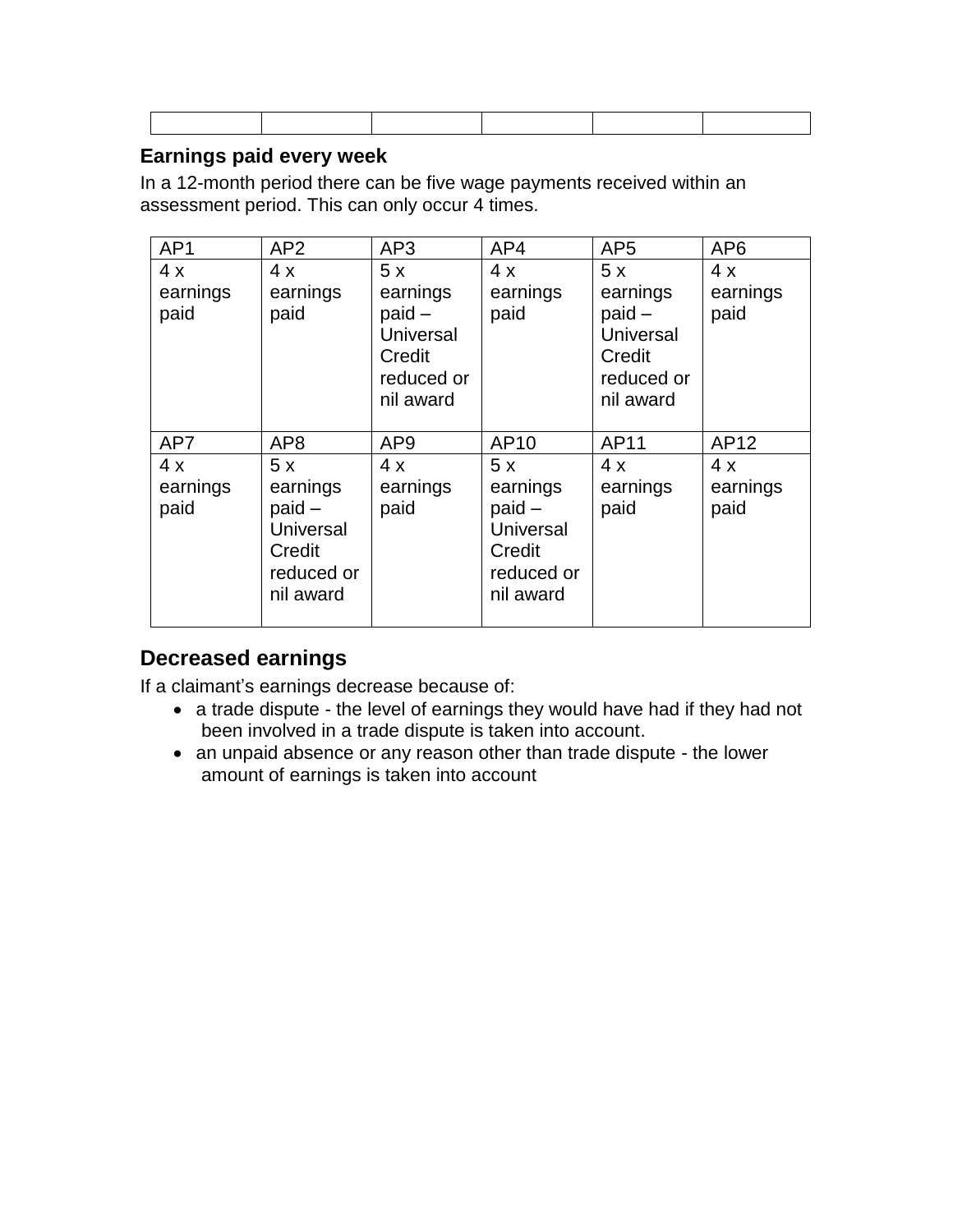| | | | | | |
|---|---|---|---|---|---|
| | | | | | |

### Earnings paid every week

In a 12-month period there can be five wage payments received within an assessment period. This can only occur 4 times.

| AP1 | AP2 | AP3 | AP4 | AP5 | AP6 |
|---|---|---|---|---|---|
| 4 x earnings paid | 4 x earnings paid | 5 x earnings paid – Universal Credit reduced or nil award | 4 x earnings paid | 5 x earnings paid – Universal Credit reduced or nil award | 4 x earnings paid |
| **AP7** | **AP8** | **AP9** | **AP10** | **AP11** | **AP12** |
| 4 x earnings paid | 5 x earnings paid – Universal Credit reduced or nil award | 4 x earnings paid | 5 x earnings paid – Universal Credit reduced or nil award | 4 x earnings paid | 4 x earnings paid |

## Decreased earnings

If a claimant's earnings decrease because of:

- a trade dispute - the level of earnings they would have had if they had not been involved in a trade dispute is taken into account.
- an unpaid absence or any reason other than trade dispute - the lower amount of earnings is taken into account